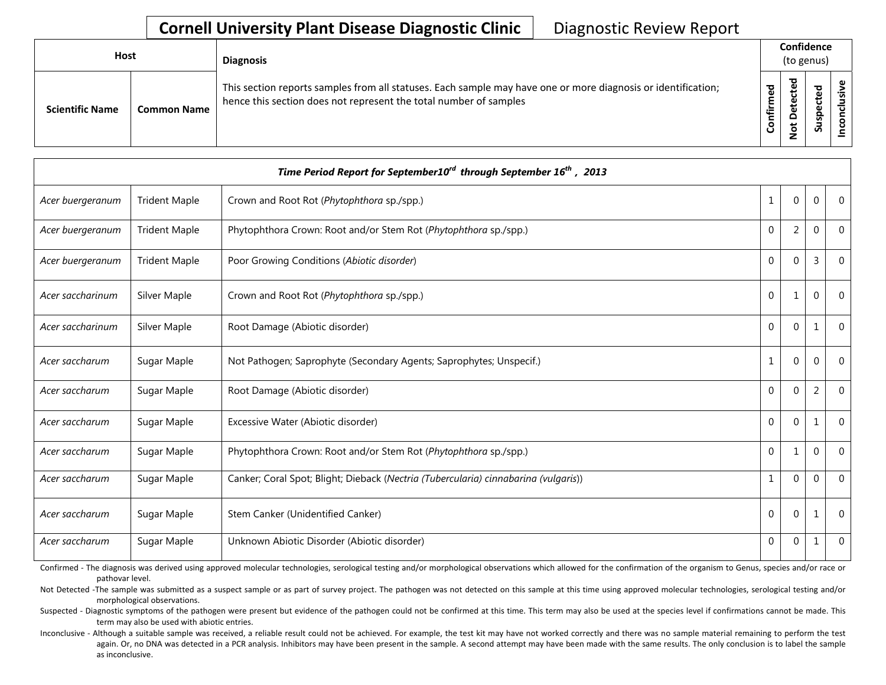# Cornell University Plant Disease Diagnostic Clinic

## Diagnostic Review Report

| Host | | Diagnosis | Confidence (to genus) | | | |
|---|---|---|---|---|---|---|
| Scientific Name | Common Name | This section reports samples from all statuses. Each sample may have one or more diagnosis or identification; hence this section does not represent the total number of samples | Confirmed | Not Detected | Suspected | Inconclusive |

| *Time Period Report for September10$^{rd}$ through September 16$^{th}$ , 2013* | | | | | | |
|---|---|---|---|---|---|---|
| *Acer buergeranum* | Trident Maple | Crown and Root Rot (*Phytophthora* sp./spp.) | 1 | 0 | 0 | 0 |
| *Acer buergeranum* | Trident Maple | Phytophthora Crown: Root and/or Stem Rot (*Phytophthora* sp./spp.) | 0 | 2 | 0 | 0 |
| *Acer buergeranum* | Trident Maple | Poor Growing Conditions (*Abiotic disorder*) | 0 | 0 | 3 | 0 |
| *Acer saccharinum* | Silver Maple | Crown and Root Rot (*Phytophthora* sp./spp.) | 0 | 1 | 0 | 0 |
| *Acer saccharinum* | Silver Maple | Root Damage (Abiotic disorder) | 0 | 0 | 1 | 0 |
| *Acer saccharum* | Sugar Maple | Not Pathogen; Saprophyte (Secondary Agents; Saprophytes; Unspecif.) | 1 | 0 | 0 | 0 |
| *Acer saccharum* | Sugar Maple | Root Damage (Abiotic disorder) | 0 | 0 | 2 | 0 |
| *Acer saccharum* | Sugar Maple | Excessive Water (Abiotic disorder) | 0 | 0 | 1 | 0 |
| *Acer saccharum* | Sugar Maple | Phytophthora Crown: Root and/or Stem Rot (*Phytophthora* sp./spp.) | 0 | 1 | 0 | 0 |
| *Acer saccharum* | Sugar Maple | Canker; Coral Spot; Blight; Dieback (*Nectria (Tubercularia) cinnabarina (vulgaris)*) | 1 | 0 | 0 | 0 |
| *Acer saccharum* | Sugar Maple | Stem Canker (Unidentified Canker) | 0 | 0 | 1 | 0 |
| *Acer saccharum* | Sugar Maple | Unknown Abiotic Disorder (Abiotic disorder) | 0 | 0 | 1 | 0 |

Confirmed - The diagnosis was derived using approved molecular technologies, serological testing and/or morphological observations which allowed for the confirmation of the organism to Genus, species and/or race or pathovar level.

Not Detected -The sample was submitted as a suspect sample or as part of survey project. The pathogen was not detected on this sample at this time using approved molecular technologies, serological testing and/or morphological observations.

Suspected - Diagnostic symptoms of the pathogen were present but evidence of the pathogen could not be confirmed at this time. This term may also be used at the species level if confirmations cannot be made. This term may also be used with abiotic entries.

Inconclusive - Although a suitable sample was received, a reliable result could not be achieved. For example, the test kit may have not worked correctly and there was no sample material remaining to perform the test again. Or, no DNA was detected in a PCR analysis. Inhibitors may have been present in the sample. A second attempt may have been made with the same results. The only conclusion is to label the sample as inconclusive.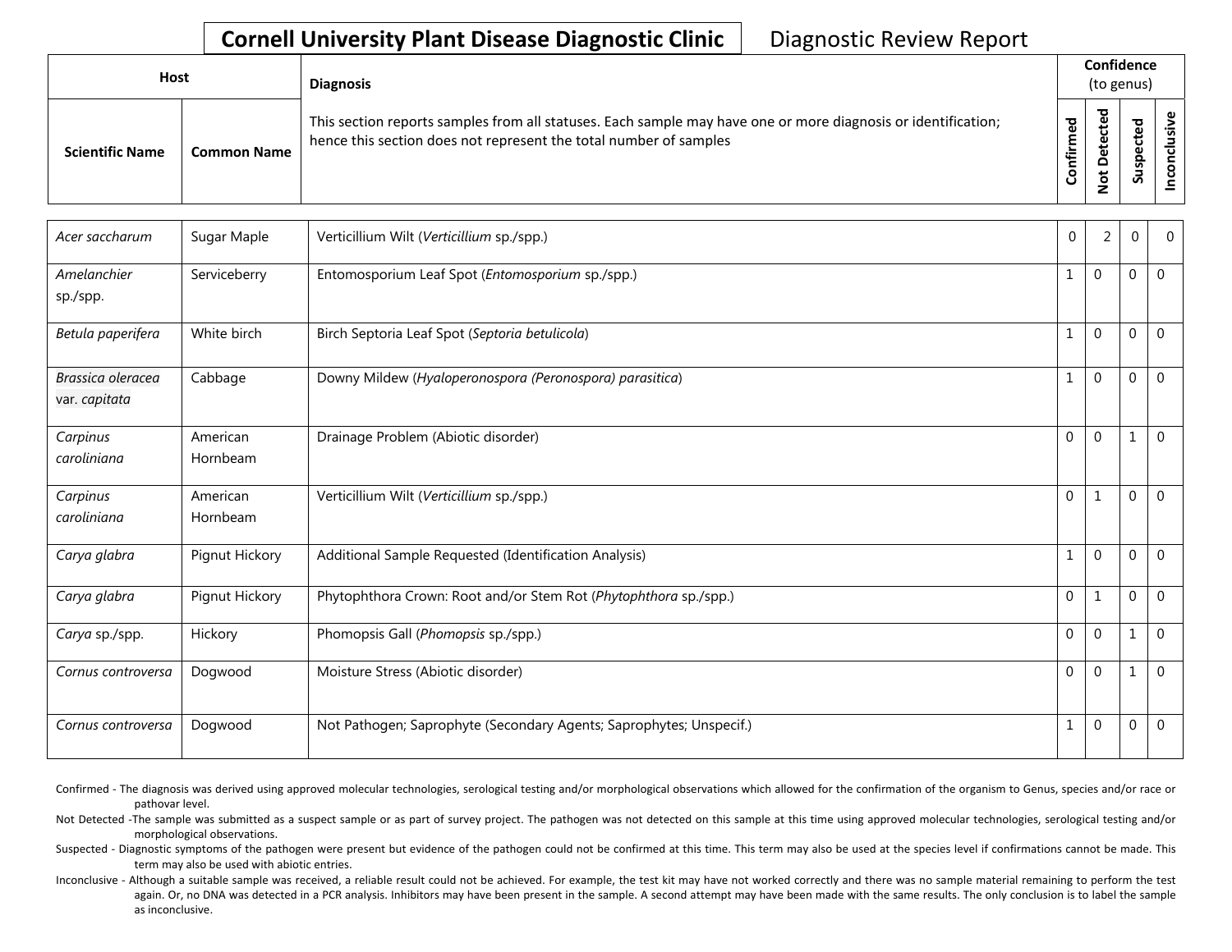**Cornell University Plant Disease Diagnostic Clinic** Diagnostic Review Report

| Host | | Diagnosis | Confidence (to genus) | | | |
|---|---|---|---|---|---|---|
| Scientific Name | Common Name | This section reports samples from all statuses. Each sample may have one or more diagnosis or identification; hence this section does not represent the total number of samples | Confirmed | Not Detected | Suspected | Inconclusive |
| *Acer saccharum* | Sugar Maple | Verticillium Wilt (*Verticillium* sp./spp.) | 0 | 2 | 0 | 0 |
| *Amelanchier* sp./spp. | Serviceberry | Entomosporium Leaf Spot (*Entomosporium* sp./spp.) | 1 | 0 | 0 | 0 |
| *Betula paperifera* | White birch | Birch Septoria Leaf Spot (*Septoria betulicola*) | 1 | 0 | 0 | 0 |
| *Brassica oleracea* var. *capitata* | Cabbage | Downy Mildew (*Hyaloperonospora (Peronospora) parasitica*) | 1 | 0 | 0 | 0 |
| *Carpinus caroliniana* | American Hornbeam | Drainage Problem (Abiotic disorder) | 0 | 0 | 1 | 0 |
| *Carpinus caroliniana* | American Hornbeam | Verticillium Wilt (*Verticillium* sp./spp.) | 0 | 1 | 0 | 0 |
| *Carya glabra* | Pignut Hickory | Additional Sample Requested (Identification Analysis) | 1 | 0 | 0 | 0 |
| *Carya glabra* | Pignut Hickory | Phytophthora Crown: Root and/or Stem Rot (*Phytophthora* sp./spp.) | 0 | 1 | 0 | 0 |
| *Carya* sp./spp. | Hickory | Phomopsis Gall (*Phomopsis* sp./spp.) | 0 | 0 | 1 | 0 |
| *Cornus controversa* | Dogwood | Moisture Stress (Abiotic disorder) | 0 | 0 | 1 | 0 |
| *Cornus controversa* | Dogwood | Not Pathogen; Saprophyte (Secondary Agents; Saprophytes; Unspecif.) | 1 | 0 | 0 | 0 |

Confirmed - The diagnosis was derived using approved molecular technologies, serological testing and/or morphological observations which allowed for the confirmation of the organism to Genus, species and/or race or pathovar level.

Not Detected -The sample was submitted as a suspect sample or as part of survey project. The pathogen was not detected on this sample at this time using approved molecular technologies, serological testing and/or morphological observations.

Suspected - Diagnostic symptoms of the pathogen were present but evidence of the pathogen could not be confirmed at this time. This term may also be used at the species level if confirmations cannot be made. This term may also be used with abiotic entries.

Inconclusive - Although a suitable sample was received, a reliable result could not be achieved. For example, the test kit may have not worked correctly and there was no sample material remaining to perform the test again. Or, no DNA was detected in a PCR analysis. Inhibitors may have been present in the sample. A second attempt may have been made with the same results. The only conclusion is to label the sample as inconclusive.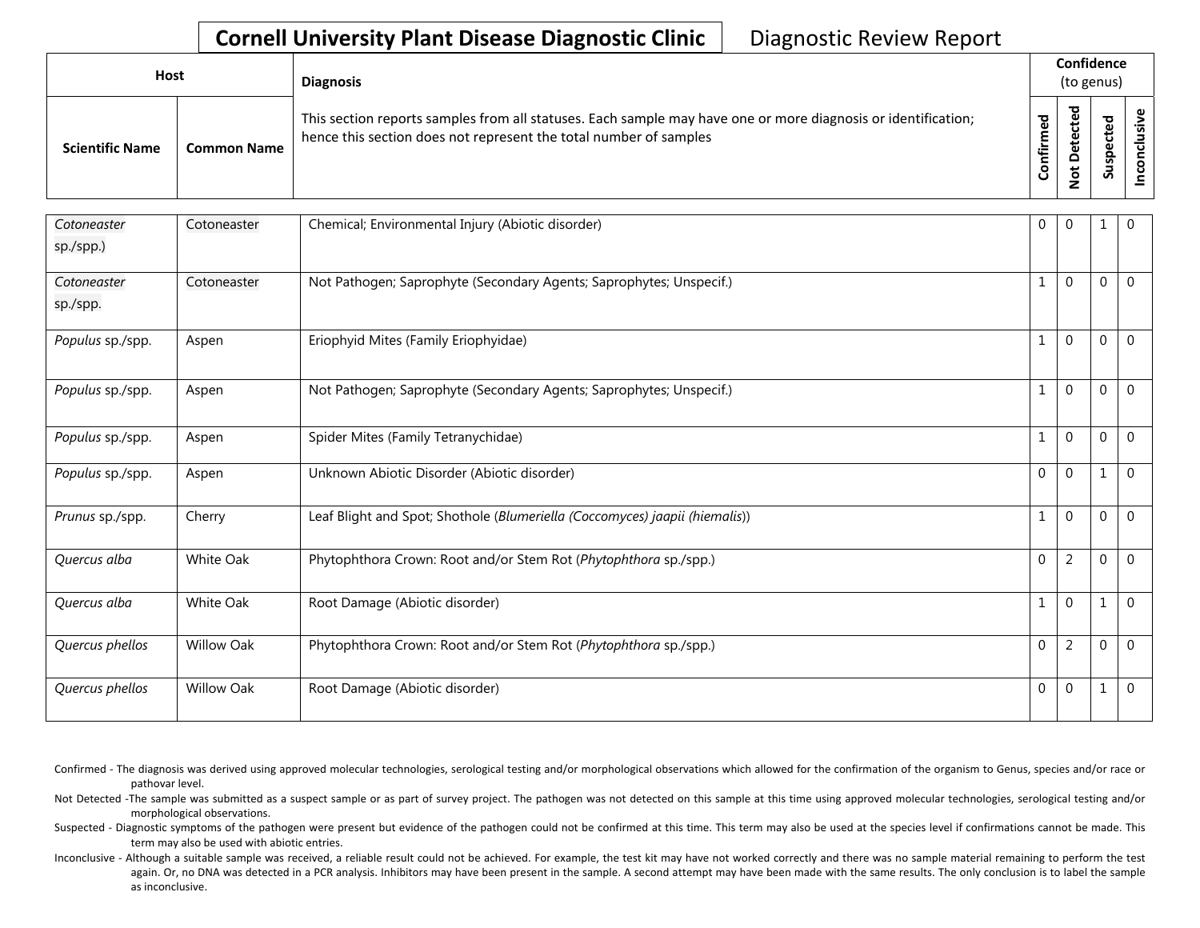# Cornell University Plant Disease Diagnostic Clinic

Diagnostic Review Report

| Host | | Diagnosis | Confidence (to genus) | | | |
|---|---|---|---|---|---|---|
| **Scientific Name** | **Common Name** | This section reports samples from all statuses. Each sample may have one or more diagnosis or identification; hence this section does not represent the total number of samples | **Confirmed** | **Not Detected** | **Suspected** | **Inconclusive** |
| *Cotoneaster* sp./spp.) | Cotoneaster | Chemical; Environmental Injury (Abiotic disorder) | 0 | 0 | 1 | 0 |
| *Cotoneaster* sp./spp. | Cotoneaster | Not Pathogen; Saprophyte (Secondary Agents; Saprophytes; Unspecif.) | 1 | 0 | 0 | 0 |
| *Populus* sp./spp. | Aspen | Eriophyid Mites (Family Eriophyidae) | 1 | 0 | 0 | 0 |
| *Populus* sp./spp. | Aspen | Not Pathogen; Saprophyte (Secondary Agents; Saprophytes; Unspecif.) | 1 | 0 | 0 | 0 |
| *Populus* sp./spp. | Aspen | Spider Mites (Family Tetranychidae) | 1 | 0 | 0 | 0 |
| *Populus* sp./spp. | Aspen | Unknown Abiotic Disorder (Abiotic disorder) | 0 | 0 | 1 | 0 |
| *Prunus* sp./spp. | Cherry | Leaf Blight and Spot; Shothole (*Blumeriella (Coccomyces) jaapii (hiemalis)*) | 1 | 0 | 0 | 0 |
| *Quercus alba* | White Oak | Phytophthora Crown: Root and/or Stem Rot (*Phytophthora* sp./spp.) | 0 | 2 | 0 | 0 |
| *Quercus alba* | White Oak | Root Damage (Abiotic disorder) | 1 | 0 | 1 | 0 |
| *Quercus phellos* | Willow Oak | Phytophthora Crown: Root and/or Stem Rot (*Phytophthora* sp./spp.) | 0 | 2 | 0 | 0 |
| *Quercus phellos* | Willow Oak | Root Damage (Abiotic disorder) | 0 | 0 | 1 | 0 |

Confirmed - The diagnosis was derived using approved molecular technologies, serological testing and/or morphological observations which allowed for the confirmation of the organism to Genus, species and/or race or pathovar level.

Not Detected -The sample was submitted as a suspect sample or as part of survey project. The pathogen was not detected on this sample at this time using approved molecular technologies, serological testing and/or morphological observations.

Suspected - Diagnostic symptoms of the pathogen were present but evidence of the pathogen could not be confirmed at this time. This term may also be used at the species level if confirmations cannot be made. This term may also be used with abiotic entries.

Inconclusive - Although a suitable sample was received, a reliable result could not be achieved. For example, the test kit may have not worked correctly and there was no sample material remaining to perform the test again. Or, no DNA was detected in a PCR analysis. Inhibitors may have been present in the sample. A second attempt may have been made with the same results. The only conclusion is to label the sample as inconclusive.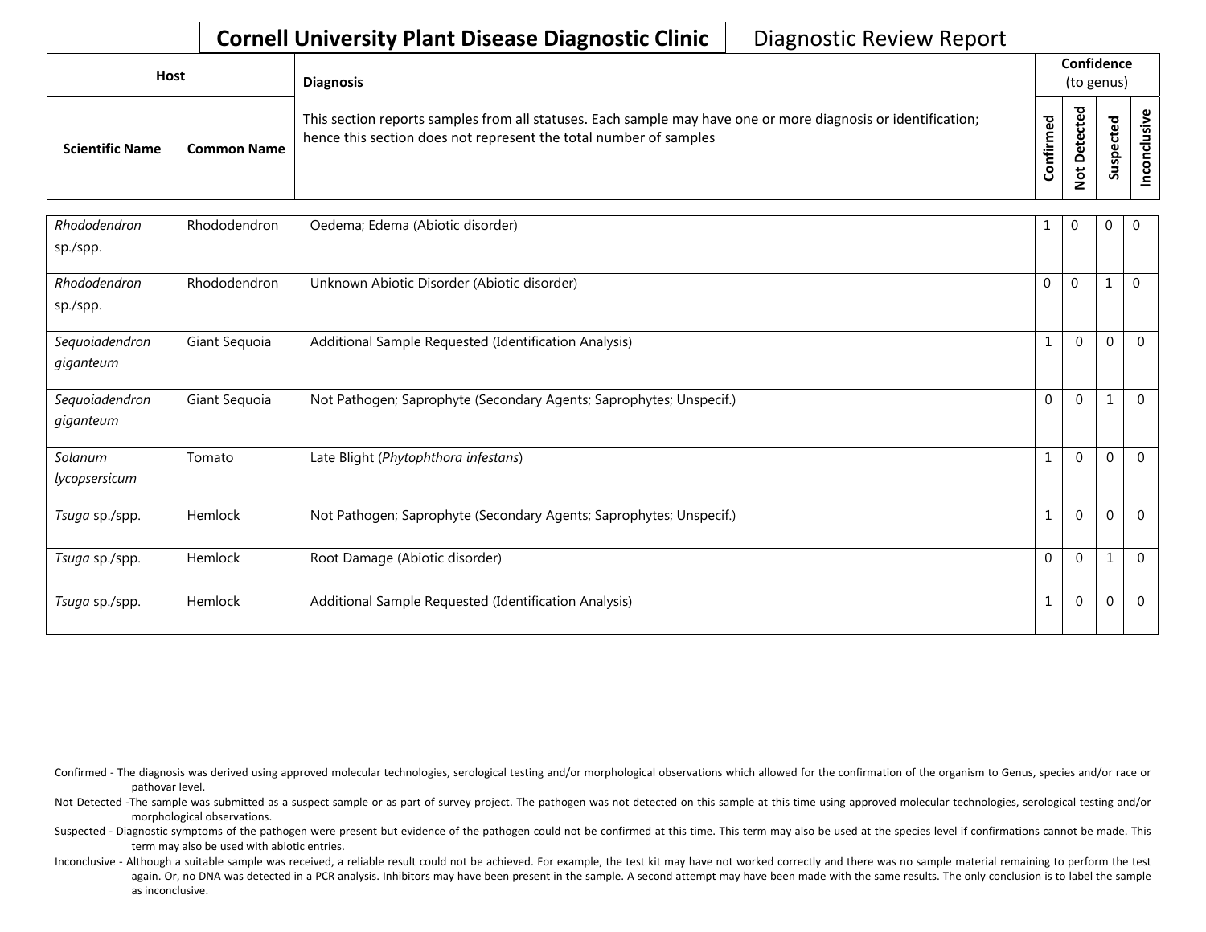# Cornell University Plant Disease Diagnostic Clinic

Diagnostic Review Report

| Host | | Diagnosis | Confidence (to genus) | | | |
|---|---|---|---|---|---|---|
| Scientific Name | Common Name | This section reports samples from all statuses. Each sample may have one or more diagnosis or identification; hence this section does not represent the total number of samples | Confirmed | Not Detected | Suspected | Inconclusive |
| *Rhododendron* sp./spp. | Rhododendron | Oedema; Edema (Abiotic disorder) | 1 | 0 | 0 | 0 |
| *Rhododendron* sp./spp. | Rhododendron | Unknown Abiotic Disorder (Abiotic disorder) | 0 | 0 | 1 | 0 |
| *Sequoiadendron giganteum* | Giant Sequoia | Additional Sample Requested (Identification Analysis) | 1 | 0 | 0 | 0 |
| *Sequoiadendron giganteum* | Giant Sequoia | Not Pathogen; Saprophyte (Secondary Agents; Saprophytes; Unspecif.) | 0 | 0 | 1 | 0 |
| *Solanum lycopsersicum* | Tomato | Late Blight (*Phytophthora infestans*) | 1 | 0 | 0 | 0 |
| *Tsuga* sp./spp. | Hemlock | Not Pathogen; Saprophyte (Secondary Agents; Saprophytes; Unspecif.) | 1 | 0 | 0 | 0 |
| *Tsuga* sp./spp. | Hemlock | Root Damage (Abiotic disorder) | 0 | 0 | 1 | 0 |
| *Tsuga* sp./spp. | Hemlock | Additional Sample Requested (Identification Analysis) | 1 | 0 | 0 | 0 |

Confirmed - The diagnosis was derived using approved molecular technologies, serological testing and/or morphological observations which allowed for the confirmation of the organism to Genus, species and/or race or pathovar level.

Not Detected -The sample was submitted as a suspect sample or as part of survey project. The pathogen was not detected on this sample at this time using approved molecular technologies, serological testing and/or morphological observations.

Suspected - Diagnostic symptoms of the pathogen were present but evidence of the pathogen could not be confirmed at this time. This term may also be used at the species level if confirmations cannot be made. This term may also be used with abiotic entries.

Inconclusive - Although a suitable sample was received, a reliable result could not be achieved. For example, the test kit may have not worked correctly and there was no sample material remaining to perform the test again. Or, no DNA was detected in a PCR analysis. Inhibitors may have been present in the sample. A second attempt may have been made with the same results. The only conclusion is to label the sample as inconclusive.